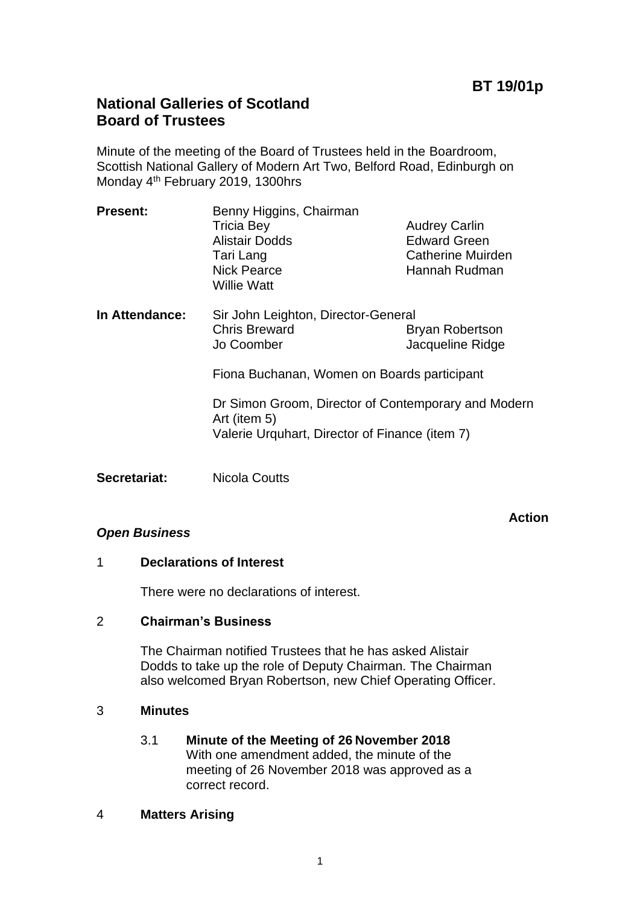**BT 19/01p**

# National Galleries of Scotland
# Board of Trustees

Minute of the meeting of the Board of Trustees held in the Boardroom, Scottish National Gallery of Modern Art Two, Belford Road, Edinburgh on Monday 4th February 2019, 1300hrs

**Present:**
Benny Higgins, Chairman
Tricia Bey
Audrey Carlin
Alistair Dodds
Edward Green
Tari Lang
Catherine Muirden
Nick Pearce
Hannah Rudman
Willie Watt

**In Attendance:**
Sir John Leighton, Director-General
Chris Breward
Bryan Robertson
Jo Coomber
Jacqueline Ridge

Fiona Buchanan, Women on Boards participant

Dr Simon Groom, Director of Contemporary and Modern Art (item 5)
Valerie Urquhart, Director of Finance (item 7)

**Secretariat:** Nicola Coutts

**Action**

***Open Business***

1 **Declarations of Interest**

There were no declarations of interest.

2 **Chairman's Business**

The Chairman notified Trustees that he has asked Alistair Dodds to take up the role of Deputy Chairman. The Chairman also welcomed Bryan Robertson, new Chief Operating Officer.

3 **Minutes**

3.1 **Minute of the Meeting of 26 November 2018**
With one amendment added, the minute of the meeting of 26 November 2018 was approved as a correct record.

4 **Matters Arising**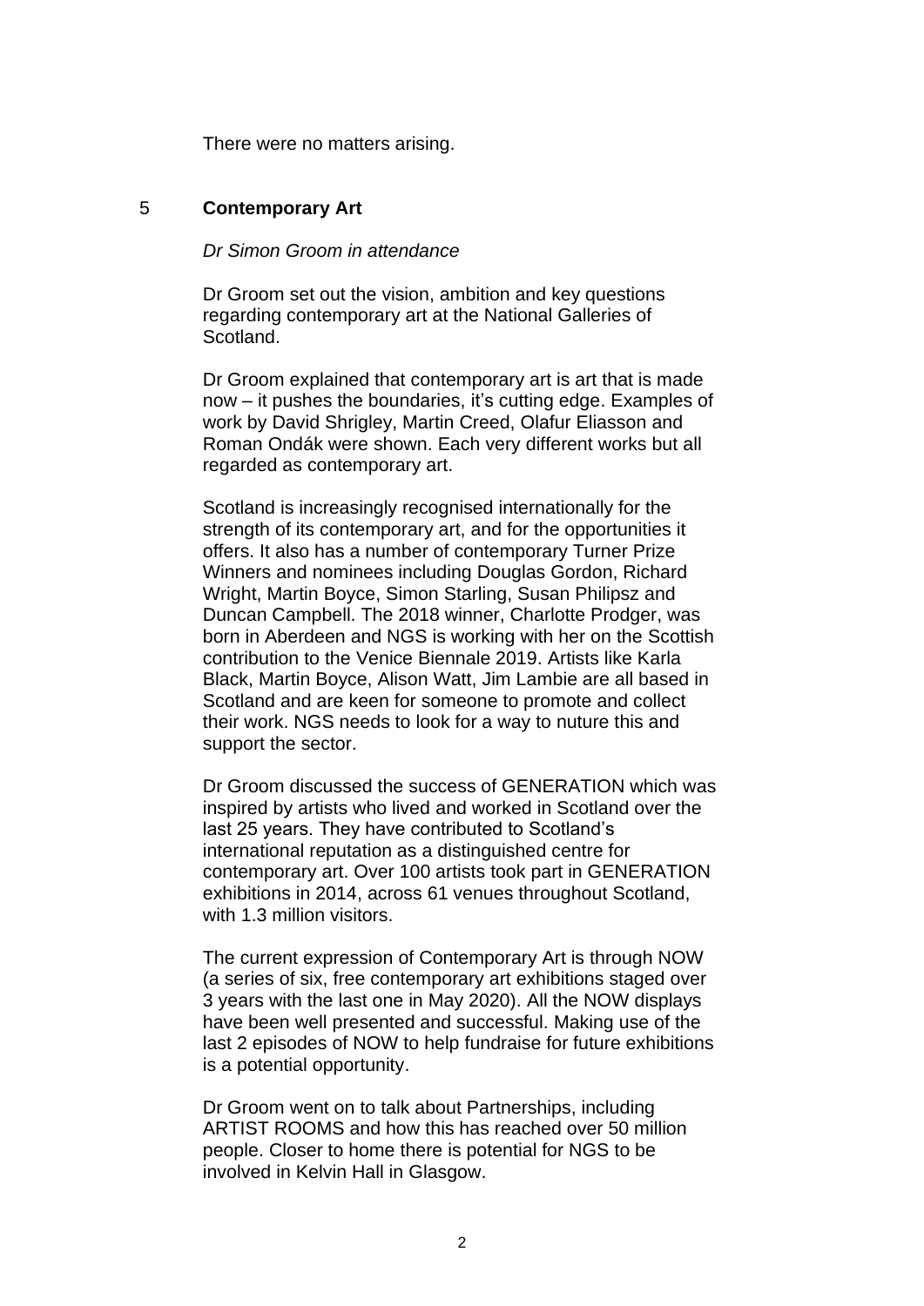There were no matters arising.

## 5 Contemporary Art

*Dr Simon Groom in attendance*

Dr Groom set out the vision, ambition and key questions regarding contemporary art at the National Galleries of Scotland.

Dr Groom explained that contemporary art is art that is made now – it pushes the boundaries, it's cutting edge. Examples of work by David Shrigley, Martin Creed, Olafur Eliasson and Roman Ondák were shown. Each very different works but all regarded as contemporary art.

Scotland is increasingly recognised internationally for the strength of its contemporary art, and for the opportunities it offers. It also has a number of contemporary Turner Prize Winners and nominees including Douglas Gordon, Richard Wright, Martin Boyce, Simon Starling, Susan Philipsz and Duncan Campbell. The 2018 winner, Charlotte Prodger, was born in Aberdeen and NGS is working with her on the Scottish contribution to the Venice Biennale 2019. Artists like Karla Black, Martin Boyce, Alison Watt, Jim Lambie are all based in Scotland and are keen for someone to promote and collect their work. NGS needs to look for a way to nuture this and support the sector.

Dr Groom discussed the success of GENERATION which was inspired by artists who lived and worked in Scotland over the last 25 years. They have contributed to Scotland's international reputation as a distinguished centre for contemporary art. Over 100 artists took part in GENERATION exhibitions in 2014, across 61 venues throughout Scotland, with 1.3 million visitors.

The current expression of Contemporary Art is through NOW (a series of six, free contemporary art exhibitions staged over 3 years with the last one in May 2020). All the NOW displays have been well presented and successful. Making use of the last 2 episodes of NOW to help fundraise for future exhibitions is a potential opportunity.

Dr Groom went on to talk about Partnerships, including ARTIST ROOMS and how this has reached over 50 million people. Closer to home there is potential for NGS to be involved in Kelvin Hall in Glasgow.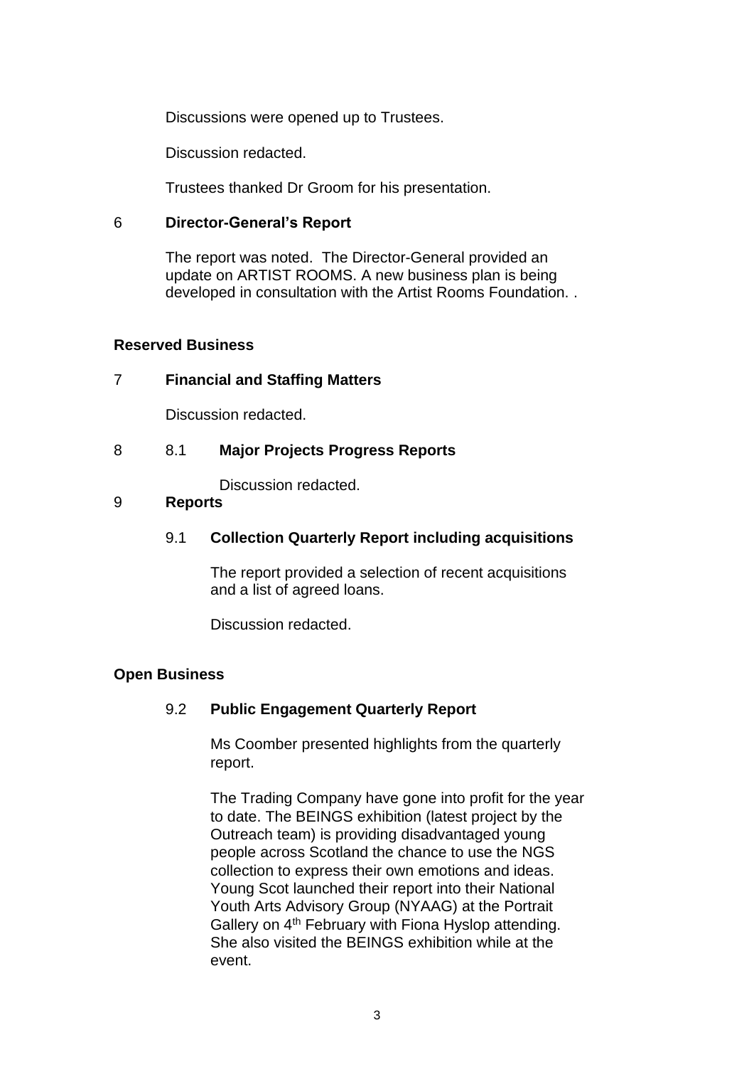Discussions were opened up to Trustees.

Discussion redacted.

Trustees thanked Dr Groom for his presentation.

6 **Director-General's Report**

The report was noted. The Director-General provided an update on ARTIST ROOMS. A new business plan is being developed in consultation with the Artist Rooms Foundation. .

**Reserved Business**

7 **Financial and Staffing Matters**

Discussion redacted.

8 8.1 **Major Projects Progress Reports**

Discussion redacted.

9 **Reports**

9.1 **Collection Quarterly Report including acquisitions**

The report provided a selection of recent acquisitions and a list of agreed loans.

Discussion redacted.

**Open Business**

9.2 **Public Engagement Quarterly Report**

Ms Coomber presented highlights from the quarterly report.

The Trading Company have gone into profit for the year to date. The BEINGS exhibition (latest project by the Outreach team) is providing disadvantaged young people across Scotland the chance to use the NGS collection to express their own emotions and ideas. Young Scot launched their report into their National Youth Arts Advisory Group (NYAAG) at the Portrait Gallery on 4th February with Fiona Hyslop attending. She also visited the BEINGS exhibition while at the event.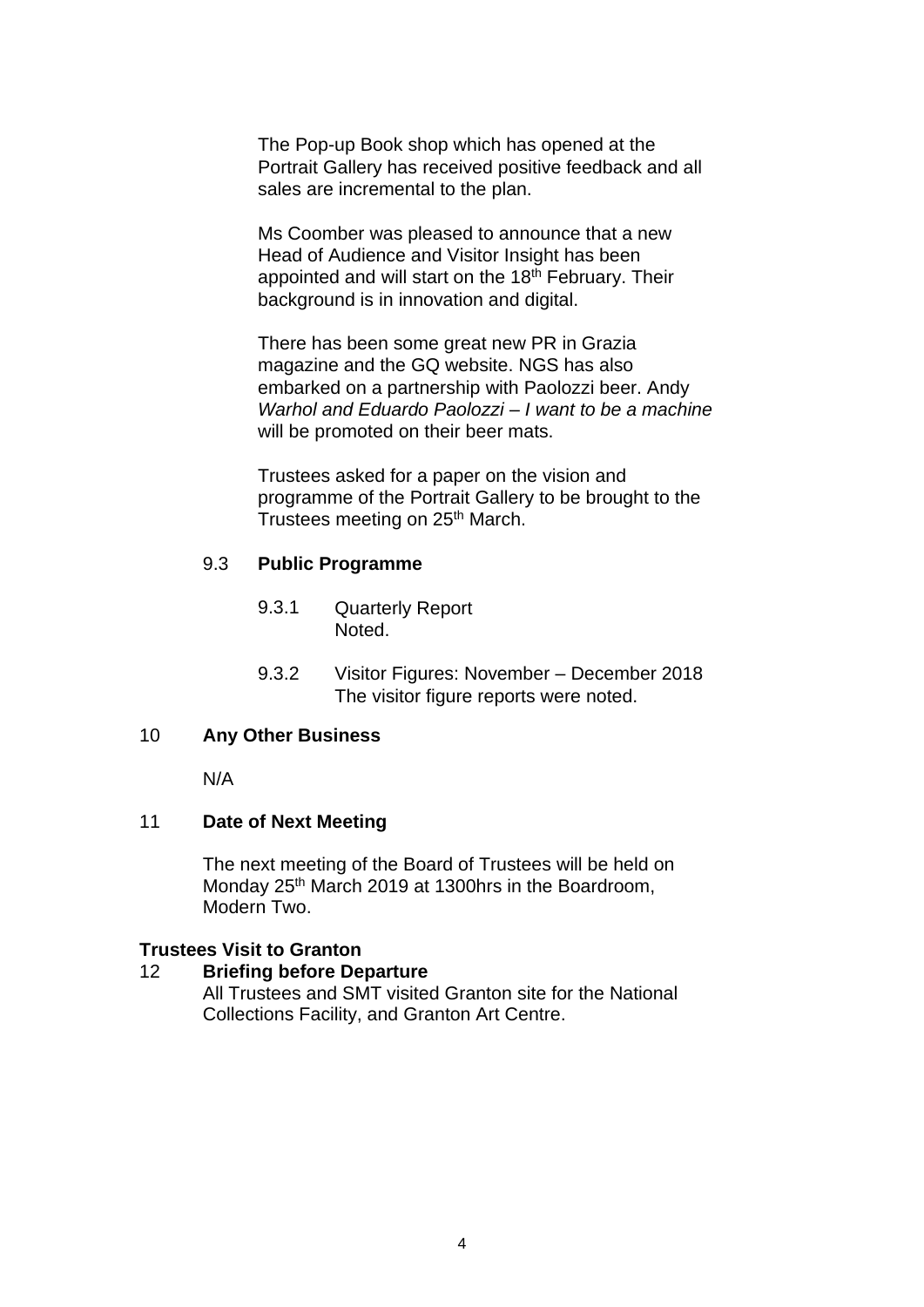The Pop-up Book shop which has opened at the Portrait Gallery has received positive feedback and all sales are incremental to the plan.

Ms Coomber was pleased to announce that a new Head of Audience and Visitor Insight has been appointed and will start on the 18th February. Their background is in innovation and digital.

There has been some great new PR in Grazia magazine and the GQ website. NGS has also embarked on a partnership with Paolozzi beer. Andy *Warhol and Eduardo Paolozzi – I want to be a machine* will be promoted on their beer mats.

Trustees asked for a paper on the vision and programme of the Portrait Gallery to be brought to the Trustees meeting on 25th March.

### 9.3 Public Programme

9.3.1 Quarterly Report
Noted.

9.3.2 Visitor Figures: November – December 2018
The visitor figure reports were noted.

## 10 Any Other Business

N/A

## 11 Date of Next Meeting

The next meeting of the Board of Trustees will be held on Monday 25th March 2019 at 1300hrs in the Boardroom, Modern Two.

## Trustees Visit to Granton

## 12 Briefing before Departure

All Trustees and SMT visited Granton site for the National Collections Facility, and Granton Art Centre.